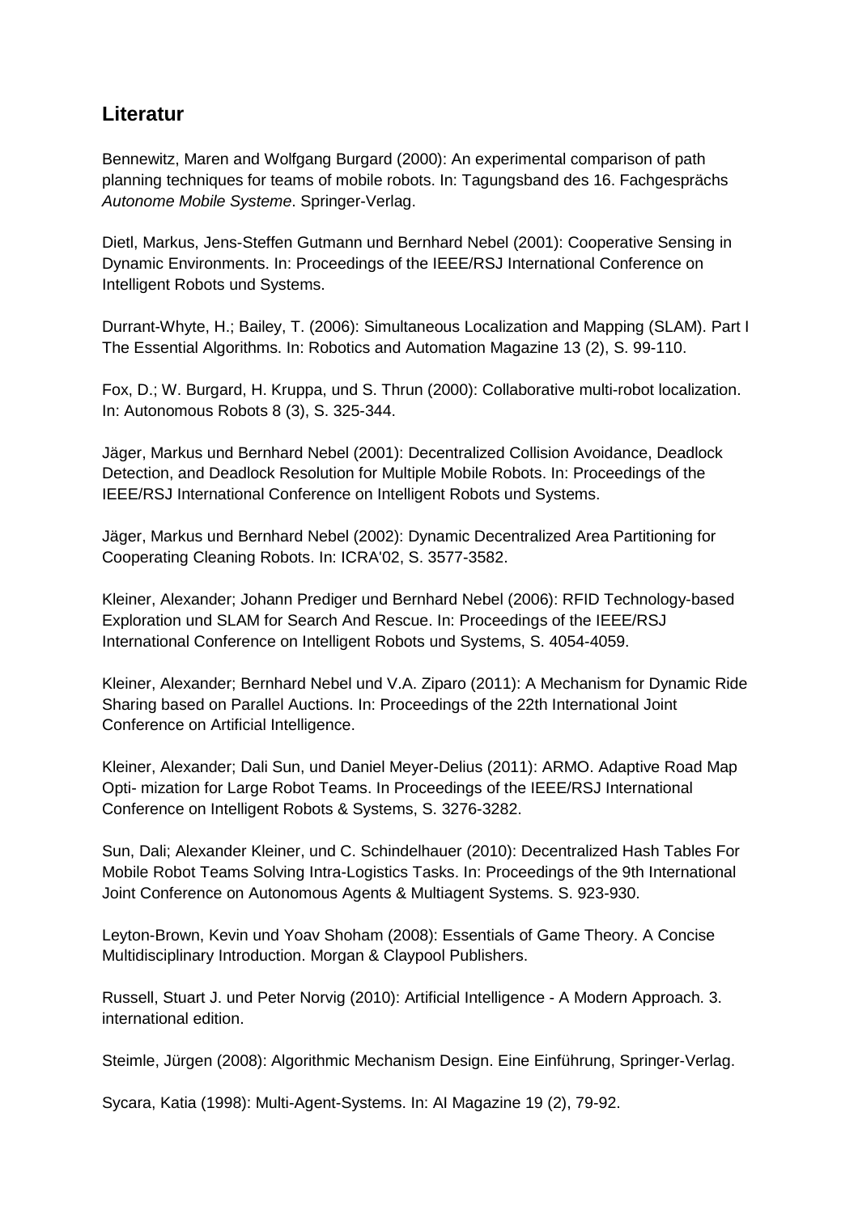## Literatur

Bennewitz, Maren and Wolfgang Burgard (2000): An experimental comparison of path planning techniques for teams of mobile robots. In: Tagungsband des 16. Fachgesprächs *Autonome Mobile Systeme*. Springer-Verlag.

Dietl, Markus, Jens-Steffen Gutmann und Bernhard Nebel (2001): Cooperative Sensing in Dynamic Environments. In: Proceedings of the IEEE/RSJ International Conference on Intelligent Robots und Systems.

Durrant-Whyte, H.; Bailey, T. (2006): Simultaneous Localization and Mapping (SLAM). Part I The Essential Algorithms. In: Robotics and Automation Magazine 13 (2), S. 99-110.

Fox, D.; W. Burgard, H. Kruppa, und S. Thrun (2000): Collaborative multi-robot localization. In: Autonomous Robots 8 (3), S. 325-344.

Jäger, Markus und Bernhard Nebel (2001): Decentralized Collision Avoidance, Deadlock Detection, and Deadlock Resolution for Multiple Mobile Robots. In: Proceedings of the IEEE/RSJ International Conference on Intelligent Robots und Systems.

Jäger, Markus und Bernhard Nebel (2002): Dynamic Decentralized Area Partitioning for Cooperating Cleaning Robots. In: ICRA'02, S. 3577-3582.

Kleiner, Alexander; Johann Prediger und Bernhard Nebel (2006): RFID Technology-based Exploration und SLAM for Search And Rescue. In: Proceedings of the IEEE/RSJ International Conference on Intelligent Robots und Systems, S. 4054-4059.

Kleiner, Alexander; Bernhard Nebel und V.A. Ziparo (2011): A Mechanism for Dynamic Ride Sharing based on Parallel Auctions. In: Proceedings of the 22th International Joint Conference on Artificial Intelligence.

Kleiner, Alexander; Dali Sun, und Daniel Meyer-Delius (2011): ARMO. Adaptive Road Map Opti- mization for Large Robot Teams. In Proceedings of the IEEE/RSJ International Conference on Intelligent Robots & Systems, S. 3276-3282.

Sun, Dali; Alexander Kleiner, und C. Schindelhauer (2010): Decentralized Hash Tables For Mobile Robot Teams Solving Intra-Logistics Tasks. In: Proceedings of the 9th International Joint Conference on Autonomous Agents & Multiagent Systems. S. 923-930.

Leyton-Brown, Kevin und Yoav Shoham (2008): Essentials of Game Theory. A Concise Multidisciplinary Introduction. Morgan & Claypool Publishers.

Russell, Stuart J. und Peter Norvig (2010): Artificial Intelligence - A Modern Approach. 3. international edition.

Steimle, Jürgen (2008): Algorithmic Mechanism Design. Eine Einführung, Springer-Verlag.

Sycara, Katia (1998): Multi-Agent-Systems. In: AI Magazine 19 (2), 79-92.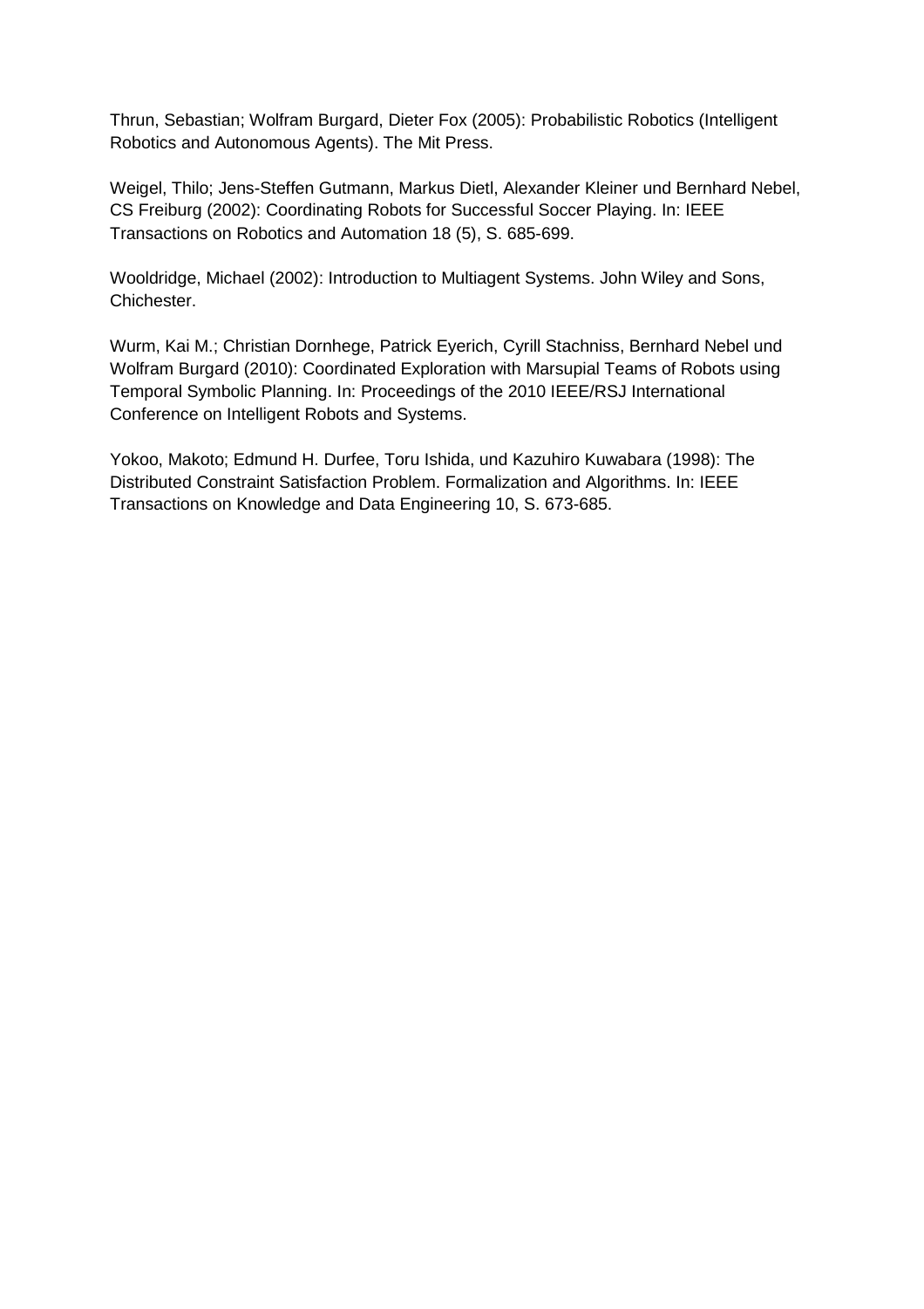Thrun, Sebastian; Wolfram Burgard, Dieter Fox (2005): Probabilistic Robotics (Intelligent Robotics and Autonomous Agents). The Mit Press.

Weigel, Thilo; Jens-Steffen Gutmann, Markus Dietl, Alexander Kleiner und Bernhard Nebel, CS Freiburg (2002): Coordinating Robots for Successful Soccer Playing. In: IEEE Transactions on Robotics and Automation 18 (5), S. 685-699.

Wooldridge, Michael (2002): Introduction to Multiagent Systems. John Wiley and Sons, Chichester.

Wurm, Kai M.; Christian Dornhege, Patrick Eyerich, Cyrill Stachniss, Bernhard Nebel und Wolfram Burgard (2010): Coordinated Exploration with Marsupial Teams of Robots using Temporal Symbolic Planning. In: Proceedings of the 2010 IEEE/RSJ International Conference on Intelligent Robots and Systems.

Yokoo, Makoto; Edmund H. Durfee, Toru Ishida, und Kazuhiro Kuwabara (1998): The Distributed Constraint Satisfaction Problem. Formalization and Algorithms. In: IEEE Transactions on Knowledge and Data Engineering 10, S. 673-685.